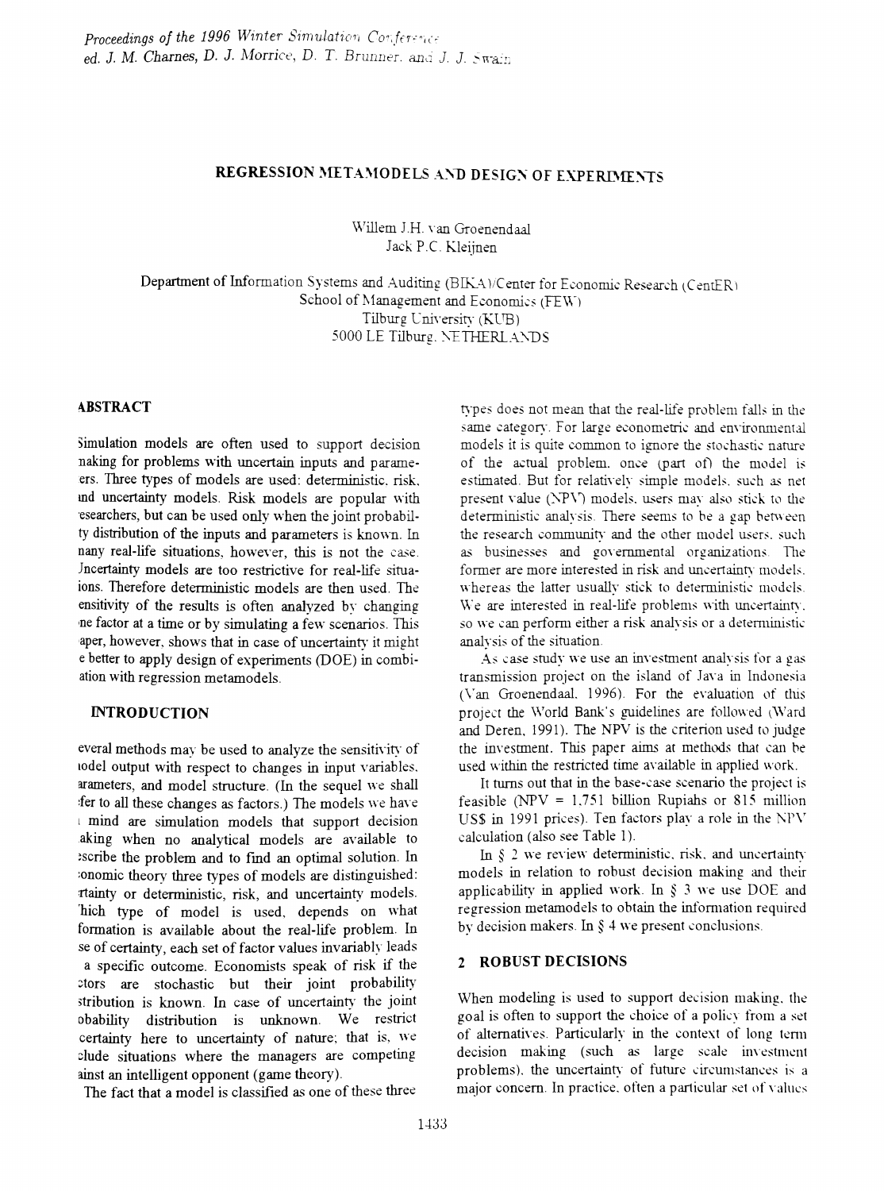# REGRESSION METAMODELS AND DESIGN OF EXPERIMENTS

Willem J.H. van Groenendaal
Jack P.C. Kleijnen

Department of Information Systems and Auditing (BIKA)/Center for Economic Research (CentER)
School of Management and Economics (FEW)
Tilburg University (KUB)
5000 LE Tilburg, NETHERLANDS

## ABSTRACT

Simulation models are often used to support decision making for problems with uncertain inputs and parameters. Three types of models are used: deterministic, risk, and uncertainty models. Risk models are popular with researchers, but can be used only when the joint probability distribution of the inputs and parameters is known. In many real-life situations, however, this is not the case. Uncertainty models are too restrictive for real-life situations. Therefore deterministic models are then used. The sensitivity of the results is often analyzed by changing one factor at a time or by simulating a few scenarios. This paper, however, shows that in case of uncertainty it might be better to apply design of experiments (DOE) in combination with regression metamodels.

## INTRODUCTION

Several methods may be used to analyze the sensitivity of model output with respect to changes in input variables, parameters, and model structure. (In the sequel we shall refer to all these changes as factors.) The models we have in mind are simulation models that support decision making when no analytical models are available to describe the problem and to find an optimal solution. In economic theory three types of models are distinguished: certainty or deterministic, risk, and uncertainty models. Which type of model is used, depends on what information is available about the real-life problem. In case of certainty, each set of factor values invariably leads to a specific outcome. Economists speak of risk if the factors are stochastic but their joint probability distribution is known. In case of uncertainty the joint probability distribution is unknown. We restrict uncertainty here to uncertainty of nature; that is, we exclude situations where the managers are competing against an intelligent opponent (game theory).

The fact that a model is classified as one of these three types does not mean that the real-life problem falls in the same category. For large econometric and environmental models it is quite common to ignore the stochastic nature of the actual problem, once (part of) the model is estimated. But for relatively simple models, such as net present value (NPV) models, users may also stick to the deterministic analysis. There seems to be a gap between the research community and the other model users, such as businesses and governmental organizations. The former are more interested in risk and uncertainty models, whereas the latter usually stick to deterministic models. We are interested in real-life problems with uncertainty, so we can perform either a risk analysis or a deterministic analysis of the situation.

As case study we use an investment analysis for a gas transmission project on the island of Java in Indonesia (Van Groenendaal, 1996). For the evaluation of this project the World Bank's guidelines are followed (Ward and Deren, 1991). The NPV is the criterion used to judge the investment. This paper aims at methods that can be used within the restricted time available in applied work.

It turns out that in the base-case scenario the project is feasible (NPV = 1,751 billion Rupiahs or 815 million US$ in 1991 prices). Ten factors play a role in the NPV calculation (also see Table 1).

In § 2 we review deterministic, risk, and uncertainty models in relation to robust decision making and their applicability in applied work. In § 3 we use DOE and regression metamodels to obtain the information required by decision makers. In § 4 we present conclusions.

## 2 ROBUST DECISIONS

When modeling is used to support decision making, the goal is often to support the choice of a policy from a set of alternatives. Particularly in the context of long term decision making (such as large scale investment problems), the uncertainty of future circumstances is a major concern. In practice, often a particular set of values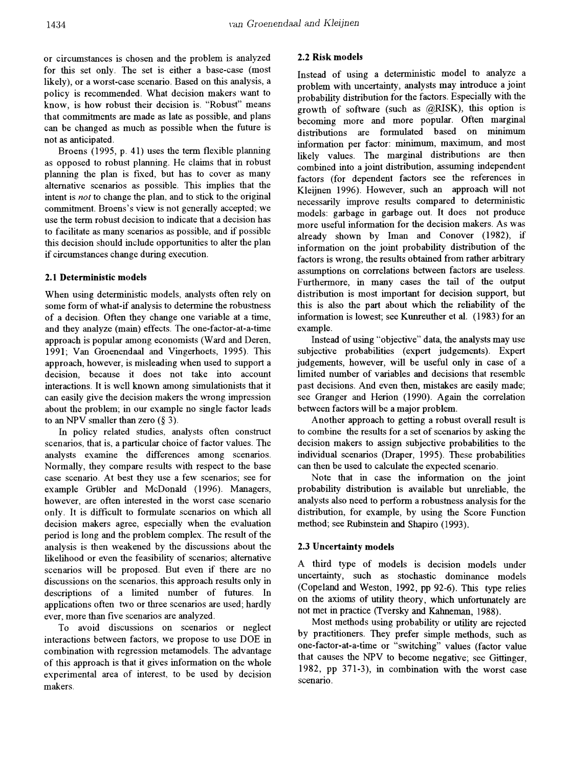or circumstances is chosen and the problem is analyzed for this set only. The set is either a base-case (most likely), or a worst-case scenario. Based on this analysis, a policy is recommended. What decision makers want to know, is how robust their decision is. "Robust" means that commitments are made as late as possible, and plans can be changed as much as possible when the future is not as anticipated.

Broens (1995, p. 41) uses the term flexible planning as opposed to robust planning. He claims that in robust planning the plan is fixed, but has to cover as many alternative scenarios as possible. This implies that the intent is *not* to change the plan, and to stick to the original commitment. Broens's view is not generally accepted; we use the term robust decision to indicate that a decision has to facilitate as many scenarios as possible, and if possible this decision should include opportunities to alter the plan if circumstances change during execution.

### 2.1 Deterministic models

When using deterministic models, analysts often rely on some form of what-if analysis to determine the robustness of a decision. Often they change one variable at a time, and they analyze (main) effects. The one-factor-at-a-time approach is popular among economists (Ward and Deren, 1991; Van Groenendaal and Vingerhoets, 1995). This approach, however, is misleading when used to support a decision, because it does not take into account interactions. It is well known among simulationists that it can easily give the decision makers the wrong impression about the problem; in our example no single factor leads to an NPV smaller than zero (§ 3).

In policy related studies, analysts often construct scenarios, that is, a particular choice of factor values. The analysts examine the differences among scenarios. Normally, they compare results with respect to the base case scenario. At best they use a few scenarios; see for example Grübler and McDonald (1996). Managers, however, are often interested in the worst case scenario only. It is difficult to formulate scenarios on which all decision makers agree, especially when the evaluation period is long and the problem complex. The result of the analysis is then weakened by the discussions about the likelihood or even the feasibility of scenarios; alternative scenarios will be proposed. But even if there are no discussions on the scenarios, this approach results only in descriptions of a limited number of futures. In applications often two or three scenarios are used; hardly ever, more than five scenarios are analyzed.

To avoid discussions on scenarios or neglect interactions between factors, we propose to use DOE in combination with regression metamodels. The advantage of this approach is that it gives information on the whole experimental area of interest, to be used by decision makers.

### 2.2 Risk models

Instead of using a deterministic model to analyze a problem with uncertainty, analysts may introduce a joint probability distribution for the factors. Especially with the growth of software (such as @RISK), this option is becoming more and more popular. Often marginal distributions are formulated based on minimum information per factor: minimum, maximum, and most likely values. The marginal distributions are then combined into a joint distribution, assuming independent factors (for dependent factors see the references in Kleijnen 1996). However, such an approach will not necessarily improve results compared to deterministic models: garbage in garbage out. It does not produce more useful information for the decision makers. As was already shown by Iman and Conover (1982), if information on the joint probability distribution of the factors is wrong, the results obtained from rather arbitrary assumptions on correlations between factors are useless. Furthermore, in many cases the tail of the output distribution is most important for decision support, but this is also the part about which the reliability of the information is lowest; see Kunreuther et al. (1983) for an example.

Instead of using "objective" data, the analysts may use subjective probabilities (expert judgements). Expert judgements, however, will be useful only in case of a limited number of variables and decisions that resemble past decisions. And even then, mistakes are easily made; see Granger and Herion (1990). Again the correlation between factors will be a major problem.

Another approach to getting a robust overall result is to combine the results for a set of scenarios by asking the decision makers to assign subjective probabilities to the individual scenarios (Draper, 1995). These probabilities can then be used to calculate the expected scenario.

Note that in case the information on the joint probability distribution is available but unreliable, the analysts also need to perform a robustness analysis for the distribution, for example, by using the Score Function method; see Rubinstein and Shapiro (1993).

### 2.3 Uncertainty models

A third type of models is decision models under uncertainty, such as stochastic dominance models (Copeland and Weston, 1992, pp 92-6). This type relies on the axioms of utility theory, which unfortunately are not met in practice (Tversky and Kahneman, 1988).

Most methods using probability or utility are rejected by practitioners. They prefer simple methods, such as one-factor-at-a-time or "switching" values (factor value that causes the NPV to become negative; see Gittinger, 1982, pp 371-3), in combination with the worst case scenario.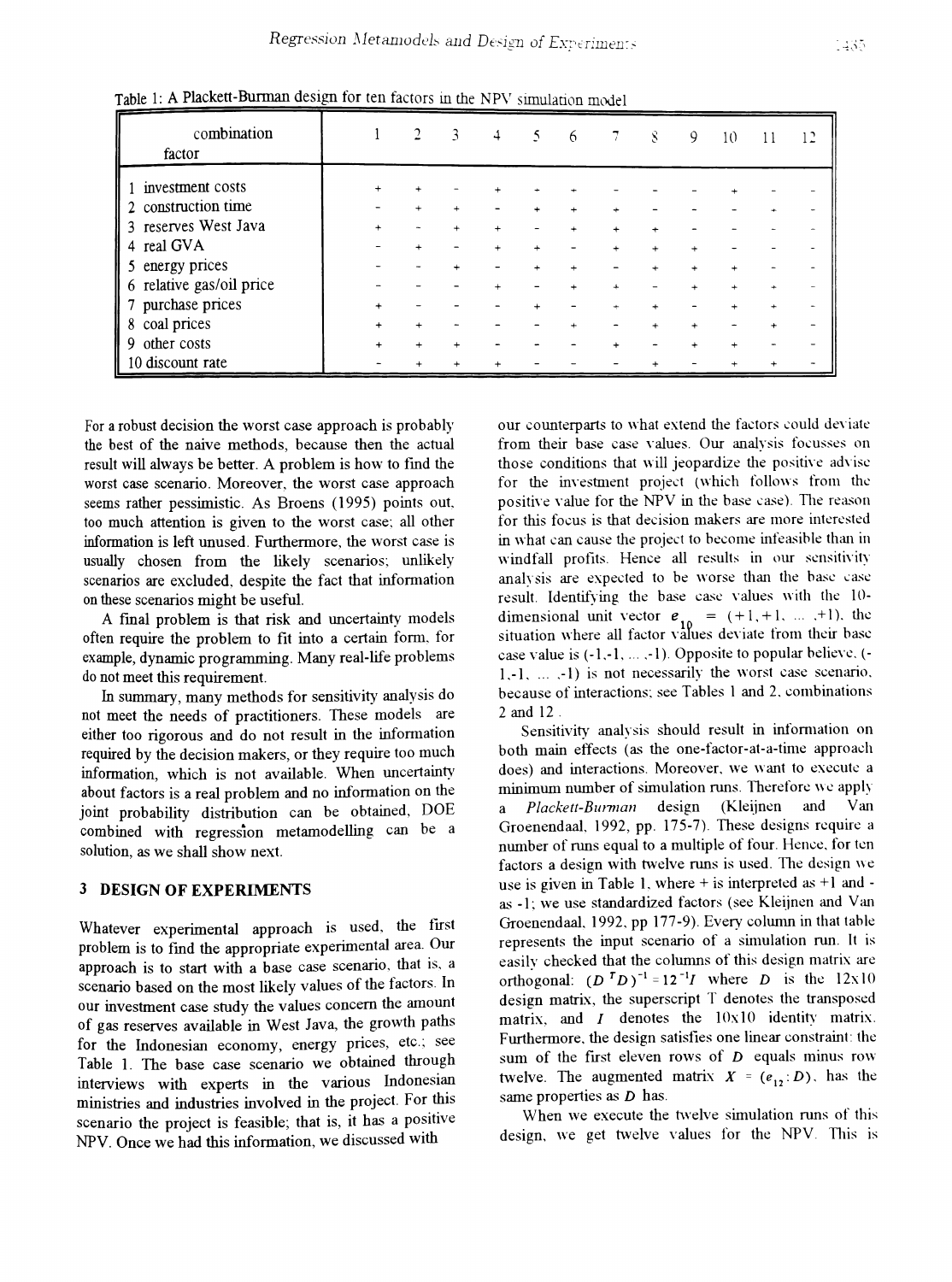Table 1: A Plackett-Burman design for ten factors in the NPV simulation model

| combination / factor | 1 | 2 | 3 | 4 | 5 | 6 | 7 | 8 | 9 | 10 | 11 | 12 |
|---|---|---|---|---|---|---|---|---|---|---|---|---|
| 1 investment costs | + | + | - | + | - | + | - | - | - | + | - | - |
| 2 construction time | - | + | + | - | + | + | + | - | - | - | + | - |
| 3 reserves West Java | + | - | + | + | - | + | + | + | - | - | - | - |
| 4 real GVA | - | + | - | + | + | - | + | + | + | - | - | - |
| 5 energy prices | - | - | + | - | + | + | - | + | + | + | - | - |
| 6 relative gas/oil price | - | - | - | + | - | + | + | - | + | + | + | - |
| 7 purchase prices | + | - | - | - | + | - | + | + | - | + | + | - |
| 8 coal prices | + | + | - | - | - | + | - | + | + | - | + | - |
| 9 other costs | + | + | + | - | - | - | + | - | + | + | - | - |
| 10 discount rate | - | + | + | + | - | - | - | + | - | + | + | - |

For a robust decision the worst case approach is probably the best of the naive methods, because then the actual result will always be better. A problem is how to find the worst case scenario. Moreover, the worst case approach seems rather pessimistic. As Broens (1995) points out, too much attention is given to the worst case; all other information is left unused. Furthermore, the worst case is usually chosen from the likely scenarios; unlikely scenarios are excluded, despite the fact that information on these scenarios might be useful.

A final problem is that risk and uncertainty models often require the problem to fit into a certain form, for example, dynamic programming. Many real-life problems do not meet this requirement.

In summary, many methods for sensitivity analysis do not meet the needs of practitioners. These models are either too rigorous and do not result in the information required by the decision makers, or they require too much information, which is not available. When uncertainty about factors is a real problem and no information on the joint probability distribution can be obtained, DOE combined with regression metamodelling can be a solution, as we shall show next.

## 3 DESIGN OF EXPERIMENTS

Whatever experimental approach is used, the first problem is to find the appropriate experimental area. Our approach is to start with a base case scenario, that is, a scenario based on the most likely values of the factors. In our investment case study the values concern the amount of gas reserves available in West Java, the growth paths for the Indonesian economy, energy prices, etc.; see Table 1. The base case scenario we obtained through interviews with experts in the various Indonesian ministries and industries involved in the project. For this scenario the project is feasible; that is, it has a positive NPV. Once we had this information, we discussed with our counterparts to what extend the factors could deviate from their base case values. Our analysis focusses on those conditions that will jeopardize the positive advise for the investment project (which follows from the positive value for the NPV in the base case). The reason for this focus is that decision makers are more interested in what can cause the project to become infeasible than in windfall profits. Hence all results in our sensitivity analysis are expected to be worse than the base case result. Identifying the base case values with the 10-dimensional unit vector $e_{10} = (+1, +1, \ldots, +1)$, the situation where all factor values deviate from their base case value is $(-1, -1, \ldots, -1)$. Opposite to popular believe, $(-1, -1, \ldots, -1)$ is not necessarily the worst case scenario, because of interactions; see Tables 1 and 2, combinations 2 and 12.

Sensitivity analysis should result in information on both main effects (as the one-factor-at-a-time approach does) and interactions. Moreover, we want to execute a minimum number of simulation runs. Therefore we apply a *Plackett-Burman* design (Kleijnen and Van Groenendaal, 1992, pp. 175-7). These designs require a number of runs equal to a multiple of four. Hence, for ten factors a design with twelve runs is used. The design we use is given in Table 1, where + is interpreted as +1 and - as -1; we use standardized factors (see Kleijnen and Van Groenendaal, 1992, pp 177-9). Every column in that table represents the input scenario of a simulation run. It is easily checked that the columns of this design matrix are orthogonal: $(D^T D)^{-1} = 12^{-1} I$ where $D$ is the 12x10 design matrix, the superscript T denotes the transposed matrix, and $I$ denotes the 10x10 identity matrix. Furthermore, the design satisfies one linear constraint: the sum of the first eleven rows of $D$ equals minus row twelve. The augmented matrix $X = (e_{12} : D)$, has the same properties as $D$ has.

When we execute the twelve simulation runs of this design, we get twelve values for the NPV. This is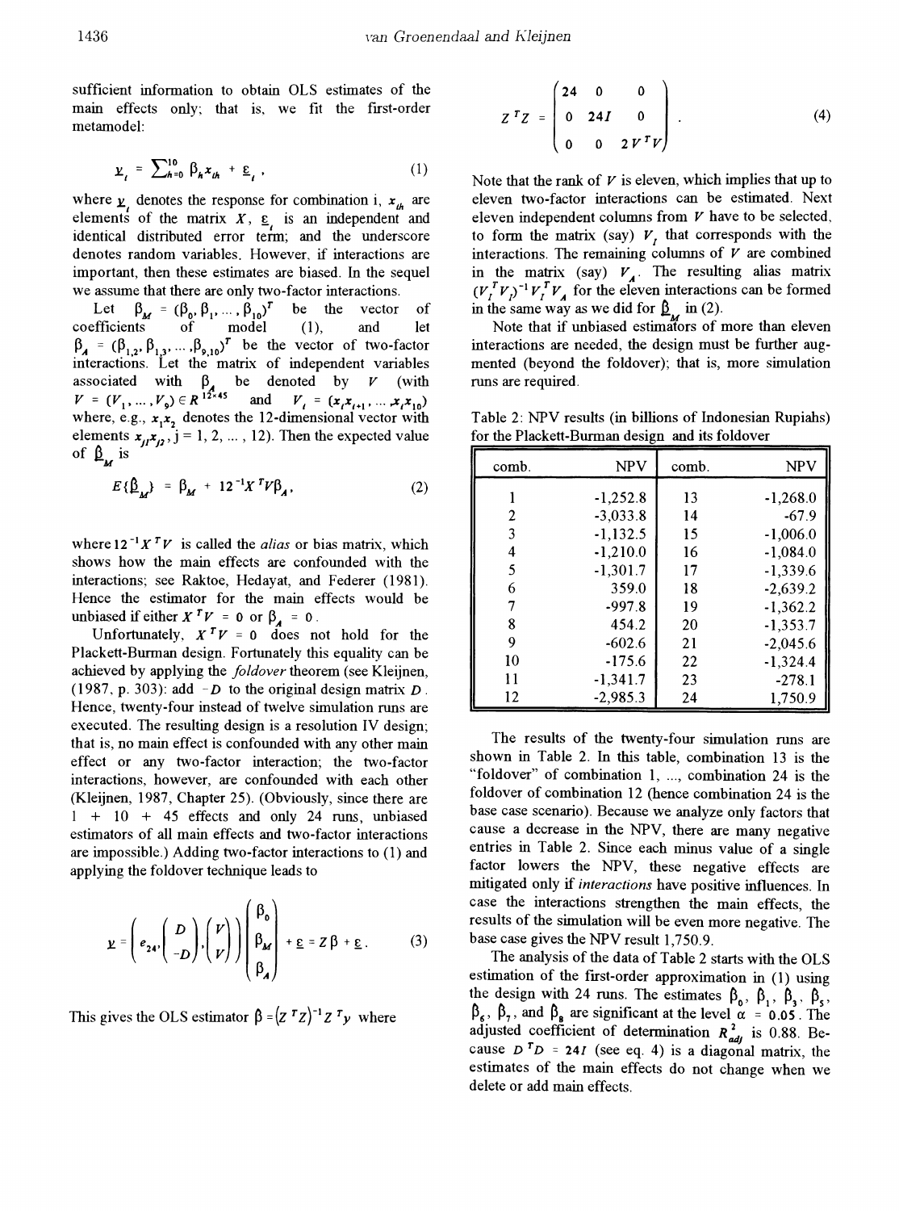sufficient information to obtain OLS estimates of the main effects only; that is, we fit the first-order metamodel:

$$\underline{y}_i = \sum_{h=0}^{10} \beta_h x_{ih} + \underline{\varepsilon}_i \ , \tag{1}$$

where $\underline{y}_i$ denotes the response for combination i, $x_{ih}$ are elements of the matrix $X$, $\underline{\varepsilon}_i$ is an independent and identical distributed error term; and the underscore denotes random variables. However, if interactions are important, then these estimates are biased. In the sequel we assume that there are only two-factor interactions.

Let $\beta_M = (\beta_0, \beta_1, \ldots, \beta_{10})^T$ be the vector of coefficients of model (1), and let $\beta_A = (\beta_{1,2}, \beta_{1,3}, \ldots, \beta_{9,10})^T$ be the vector of two-factor interactions. Let the matrix of independent variables associated with $\beta_A$ be denoted by $V$ (with $V = (V_1, \ldots, V_9) \in R^{12 \times 45}$ and $V_i = (x_i x_{i+1}, \ldots, x_i x_{10})$ where, e.g., $x_1 x_2$ denotes the 12-dimensional vector with elements $x_{j1} x_{j2}$, j = 1, 2, ..., 12). Then the expected value of $\underline{\hat{\beta}}_M$ is

$$E\{\underline{\hat{\beta}}_M\} = \beta_M + 12^{-1} X^T V \beta_A , \tag{2}$$

where $12^{-1} X^T V$ is called the *alias* or bias matrix, which shows how the main effects are confounded with the interactions; see Raktoe, Hedayat, and Federer (1981). Hence the estimator for the main effects would be unbiased if either $X^T V = 0$ or $\beta_A = 0$.

Unfortunately, $X^T V = 0$ does not hold for the Plackett-Burman design. Fortunately this equality can be achieved by applying the *foldover* theorem (see Kleijnen, (1987, p. 303): add $-D$ to the original design matrix $D$. Hence, twenty-four instead of twelve simulation runs are executed. The resulting design is a resolution IV design; that is, no main effect is confounded with any other main effect or any two-factor interaction; the two-factor interactions, however, are confounded with each other (Kleijnen, 1987, Chapter 25). (Obviously, since there are 1 + 10 + 45 effects and only 24 runs, unbiased estimators of all main effects and two-factor interactions are impossible.) Adding two-factor interactions to (1) and applying the foldover technique leads to

$$\underline{y} = \left( e_{24}, \begin{pmatrix} D \\ -D \end{pmatrix}, \begin{pmatrix} V \\ V \end{pmatrix} \right) \begin{pmatrix} \beta_0 \\ \beta_M \\ \beta_A \end{pmatrix} + \underline{\varepsilon} = Z\beta + \underline{\varepsilon} . \tag{3}$$

This gives the OLS estimator $\hat{\beta} = (Z^T Z)^{-1} Z^T y$ where

$$Z^T Z = \begin{pmatrix} 24 & 0 & 0 \\ 0 & 24I & 0 \\ 0 & 0 & 2V^T V \end{pmatrix} . \tag{4}$$

Note that the rank of $V$ is eleven, which implies that up to eleven two-factor interactions can be estimated. Next eleven independent columns from $V$ have to be selected, to form the matrix (say) $V_I$ that corresponds with the interactions. The remaining columns of $V$ are combined in the matrix (say) $V_A$. The resulting alias matrix $(V_I^T V_I)^{-1} V_I^T V_A$ for the eleven interactions can be formed in the same way as we did for $\underline{\hat{\beta}}_M$ in (2).

Note that if unbiased estimators of more than eleven interactions are needed, the design must be further augmented (beyond the foldover); that is, more simulation runs are required.

Table 2: NPV results (in billions of Indonesian Rupiahs) for the Plackett-Burman design and its foldover

| comb. | NPV | comb. | NPV |
|---|---|---|---|
| 1 | -1,252.8 | 13 | -1,268.0 |
| 2 | -3,033.8 | 14 | -67.9 |
| 3 | -1,132.5 | 15 | -1,006.0 |
| 4 | -1,210.0 | 16 | -1,084.0 |
| 5 | -1,301.7 | 17 | -1,339.6 |
| 6 | 359.0 | 18 | -2,639.2 |
| 7 | -997.8 | 19 | -1,362.2 |
| 8 | 454.2 | 20 | -1,353.7 |
| 9 | -602.6 | 21 | -2,045.6 |
| 10 | -175.6 | 22 | -1,324.4 |
| 11 | -1,341.7 | 23 | -278.1 |
| 12 | -2,985.3 | 24 | 1,750.9 |

The results of the twenty-four simulation runs are shown in Table 2. In this table, combination 13 is the "foldover" of combination 1, ..., combination 24 is the foldover of combination 12 (hence combination 24 is the base case scenario). Because we analyze only factors that cause a decrease in the NPV, there are many negative entries in Table 2. Since each minus value of a single factor lowers the NPV, these negative effects are mitigated only if *interactions* have positive influences. In case the interactions strengthen the main effects, the results of the simulation will be even more negative. The base case gives the NPV result 1,750.9.

The analysis of the data of Table 2 starts with the OLS estimation of the first-order approximation in (1) using the design with 24 runs. The estimates $\hat{\beta}_0$, $\hat{\beta}_1$, $\hat{\beta}_3$, $\hat{\beta}_5$, $\hat{\beta}_6$, $\hat{\beta}_7$, and $\hat{\beta}_8$ are significant at the level $\alpha = 0.05$. The adjusted coefficient of determination $R^2_{adj}$ is 0.88. Because $D^T D = 24I$ (see eq. 4) is a diagonal matrix, the estimates of the main effects do not change when we delete or add main effects.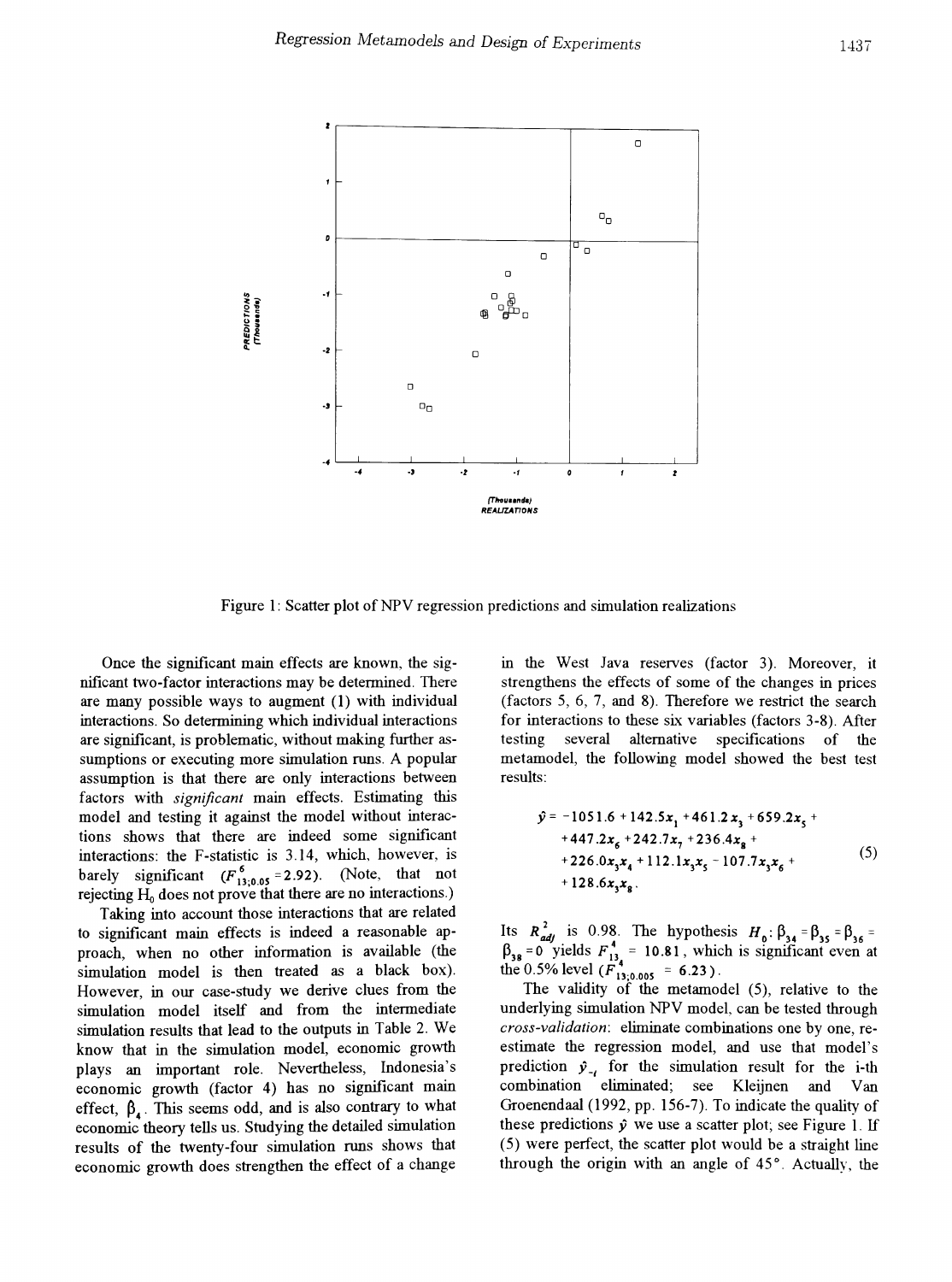Figure 1: Scatter plot of NPV regression predictions and simulation realizations

Once the significant main effects are known, the significant two-factor interactions may be determined. There are many possible ways to augment (1) with individual interactions. So determining which individual interactions are significant, is problematic, without making further assumptions or executing more simulation runs. A popular assumption is that there are only interactions between factors with *significant* main effects. Estimating this model and testing it against the model without interactions shows that there are indeed some significant interactions: the F-statistic is 3.14, which, however, is barely significant ($F^{6}_{13;0.05} = 2.92$). (Note, that not rejecting $H_0$ does not prove that there are no interactions.)

Taking into account those interactions that are related to significant main effects is indeed a reasonable approach, when no other information is available (the simulation model is then treated as a black box). However, in our case-study we derive clues from the simulation model itself and from the intermediate simulation results that lead to the outputs in Table 2. We know that in the simulation model, economic growth plays an important role. Nevertheless, Indonesia's economic growth (factor 4) has no significant main effect, $\beta_4$. This seems odd, and is also contrary to what economic theory tells us. Studying the detailed simulation results of the twenty-four simulation runs shows that economic growth does strengthen the effect of a change in the West Java reserves (factor 3). Moreover, it strengthens the effects of some of the changes in prices (factors 5, 6, 7, and 8). Therefore we restrict the search for interactions to these six variables (factors 3-8). After testing several alternative specifications of the metamodel, the following model showed the best test results:

$$\begin{aligned}\hat{y} = & -1051.6 + 142.5x_1 + 461.2x_3 + 659.2x_5 + \\ & + 447.2x_6 + 242.7x_7 + 236.4x_8 + \\ & + 226.0x_3x_4 + 112.1x_3x_5 - 107.7x_3x_6 + \\ & + 128.6x_3x_8 .\end{aligned} \tag{5}$$

Its $R^2_{adj}$ is 0.98. The hypothesis $H_0: \beta_{34} = \beta_{35} = \beta_{36} = \beta_{38} = 0$ yields $F^{4}_{13} = 10.81$, which is significant even at the 0.5% level ($F^{4}_{13;0.005} = 6.23$).

The validity of the metamodel (5), relative to the underlying simulation NPV model, can be tested through *cross-validation*: eliminate combinations one by one, re-estimate the regression model, and use that model's prediction $\hat{y}_{-i}$ for the simulation result for the i-th combination eliminated; see Kleijnen and Van Groenendaal (1992, pp. 156-7). To indicate the quality of these predictions $\hat{y}$ we use a scatter plot; see Figure 1. If (5) were perfect, the scatter plot would be a straight line through the origin with an angle of 45°. Actually, the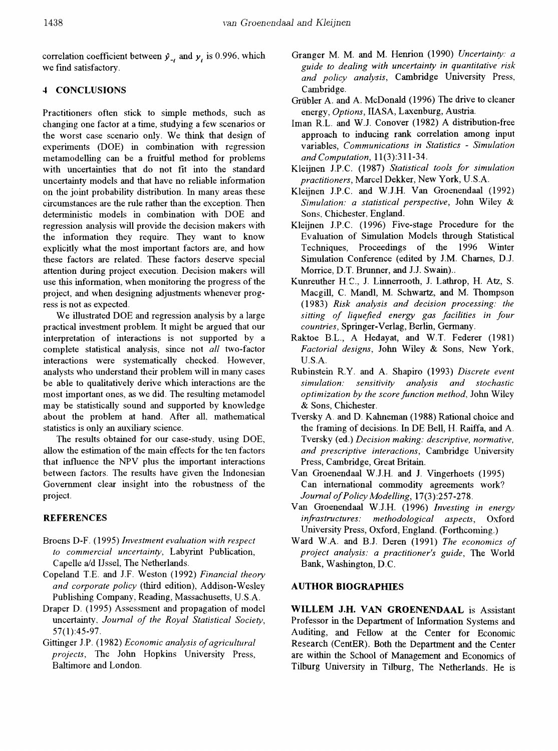correlation coefficient between $\hat{y}_{-i}$ and $y_i$ is 0.996, which we find satisfactory.

## 4 CONCLUSIONS

Practitioners often stick to simple methods, such as changing one factor at a time, studying a few scenarios or the worst case scenario only. We think that design of experiments (DOE) in combination with regression metamodelling can be a fruitful method for problems with uncertainties that do not fit into the standard uncertainty models and that have no reliable information on the joint probability distribution. In many areas these circumstances are the rule rather than the exception. Then deterministic models in combination with DOE and regression analysis will provide the decision makers with the information they require. They want to know explicitly what the most important factors are, and how these factors are related. These factors deserve special attention during project execution. Decision makers will use this information, when monitoring the progress of the project, and when designing adjustments whenever progress is not as expected.

We illustrated DOE and regression analysis by a large practical investment problem. It might be argued that our interpretation of interactions is not supported by a complete statistical analysis, since not *all* two-factor interactions were systematically checked. However, analysts who understand their problem will in many cases be able to qualitatively derive which interactions are the most important ones, as we did. The resulting metamodel may be statistically sound and supported by knowledge about the problem at hand. After all, mathematical statistics is only an auxiliary science.

The results obtained for our case-study, using DOE, allow the estimation of the main effects for the ten factors that influence the NPV plus the important interactions between factors. The results have given the Indonesian Government clear insight into the robustness of the project.

## REFERENCES

Broens D-F. (1995) *Investment evaluation with respect to commercial uncertainty*, Labyrint Publication, Capelle a/d IJssel, The Netherlands.

Copeland T.E. and J.F. Weston (1992) *Financial theory and corporate policy* (third edition), Addison-Wesley Publishing Company, Reading, Massachusetts, U.S.A.

Draper D. (1995) Assessment and propagation of model uncertainty, *Journal of the Royal Statistical Society*, 57(1):45-97.

Gittinger J.P. (1982) *Economic analysis of agricultural projects*, The John Hopkins University Press, Baltimore and London.

Granger M. M. and M. Henrion (1990) *Uncertainty: a guide to dealing with uncertainty in quantitative risk and policy analysis*, Cambridge University Press, Cambridge.

Grübler A. and A. McDonald (1996) The drive to cleaner energy, *Options*, IIASA, Laxenburg, Austria.

Iman R.L. and W.J. Conover (1982) A distribution-free approach to inducing rank correlation among input variables, *Communications in Statistics - Simulation and Computation*, 11(3):311-34.

Kleijnen J.P.C. (1987) *Statistical tools for simulation practitioners*, Marcel Dekker, New York, U.S.A.

Kleijnen J.P.C. and W.J.H. Van Groenendaal (1992) *Simulation: a statistical perspective*, John Wiley & Sons, Chichester, England.

Kleijnen J.P.C. (1996) Five-stage Procedure for the Evaluation of Simulation Models through Statistical Techniques, Proceedings of the 1996 Winter Simulation Conference (edited by J.M. Charnes, D.J. Morrice, D.T. Brunner, and J.J. Swain)..

Kunreuther H.C., J. Linnerrooth, J. Lathrop, H. Atz, S. Macgill, C. Mandl, M. Schwartz, and M. Thompson (1983) *Risk analysis and decision processing: the sitting of liquefied energy gas facilities in four countries*, Springer-Verlag, Berlin, Germany.

Raktoe B.L., A Hedayat, and W.T. Federer (1981) *Factorial designs*, John Wiley & Sons, New York, U.S.A.

Rubinstein R.Y. and A. Shapiro (1993) *Discrete event simulation: sensitivity analysis and stochastic optimization by the score function method*, John Wiley & Sons, Chichester.

Tversky A. and D. Kahneman (1988) Rational choice and the framing of decisions. In DE Bell, H. Raiffa, and A. Tversky (ed.) *Decision making: descriptive, normative, and prescriptive interactions*, Cambridge University Press, Cambridge, Great Britain.

Van Groenendaal W.J.H. and J. Vingerhoets (1995) Can international commodity agreements work? *Journal of Policy Modelling*, 17(3):257-278.

Van Groenendaal W.J.H. (1996) *Investing in energy infrastructures: methodological aspects*, Oxford University Press, Oxford, England. (Forthcoming.)

Ward W.A. and B.J. Deren (1991) *The economics of project analysis: a practitioner's guide*, The World Bank, Washington, D.C.

## AUTHOR BIOGRAPHIES

**WILLEM J.H. VAN GROENENDAAL** is Assistant Professor in the Department of Information Systems and Auditing, and Fellow at the Center for Economic Research (CentER). Both the Department and the Center are within the School of Management and Economics of Tilburg University in Tilburg, The Netherlands. He is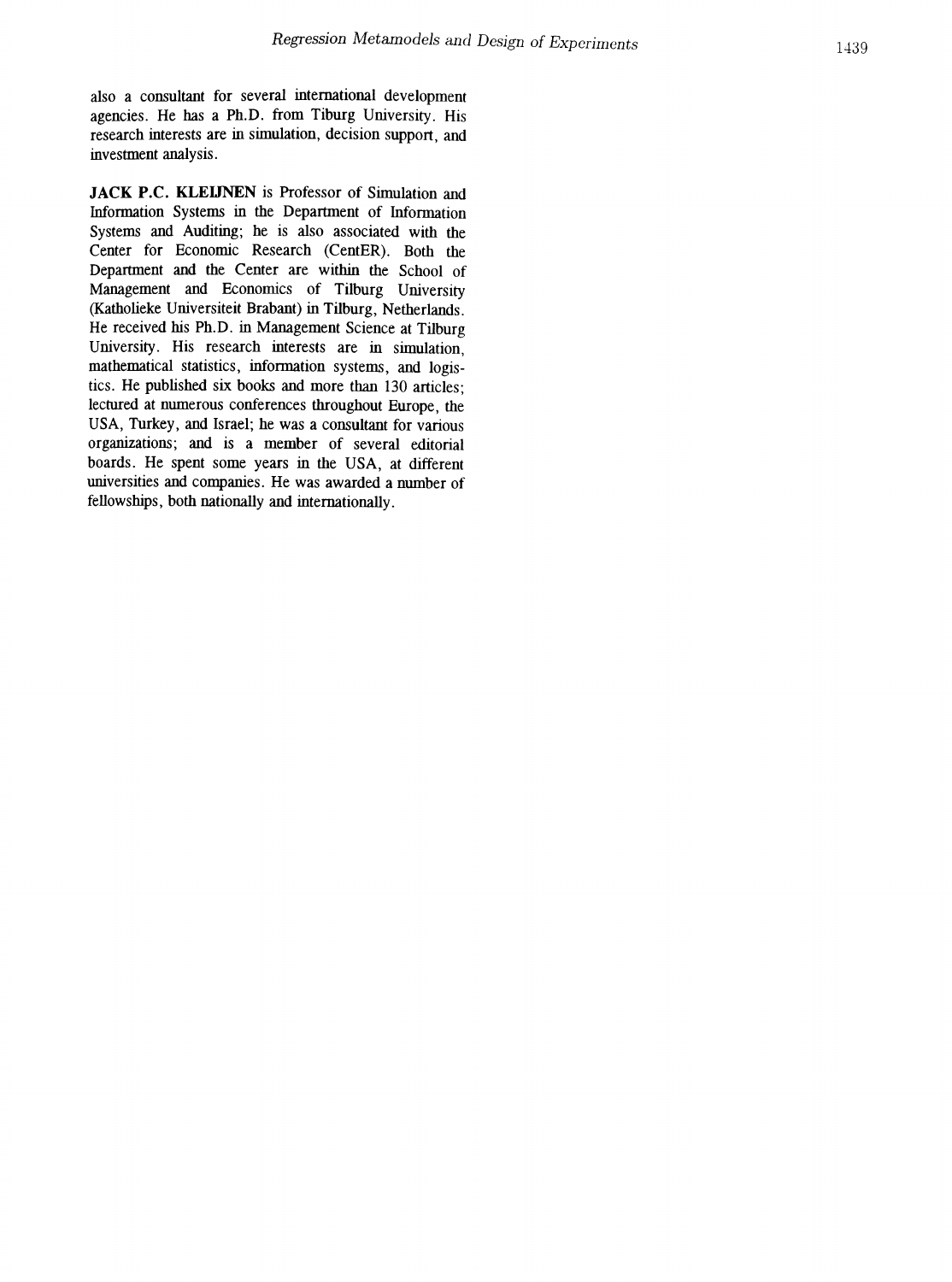also a consultant for several international development agencies. He has a Ph.D. from Tiburg University. His research interests are in simulation, decision support, and investment analysis.

**JACK P.C. KLEIJNEN** is Professor of Simulation and Information Systems in the Department of Information Systems and Auditing; he is also associated with the Center for Economic Research (CentER). Both the Department and the Center are within the School of Management and Economics of Tilburg University (Katholieke Universiteit Brabant) in Tilburg, Netherlands. He received his Ph.D. in Management Science at Tilburg University. His research interests are in simulation, mathematical statistics, information systems, and logistics. He published six books and more than 130 articles; lectured at numerous conferences throughout Europe, the USA, Turkey, and Israel; he was a consultant for various organizations; and is a member of several editorial boards. He spent some years in the USA, at different universities and companies. He was awarded a number of fellowships, both nationally and internationally.